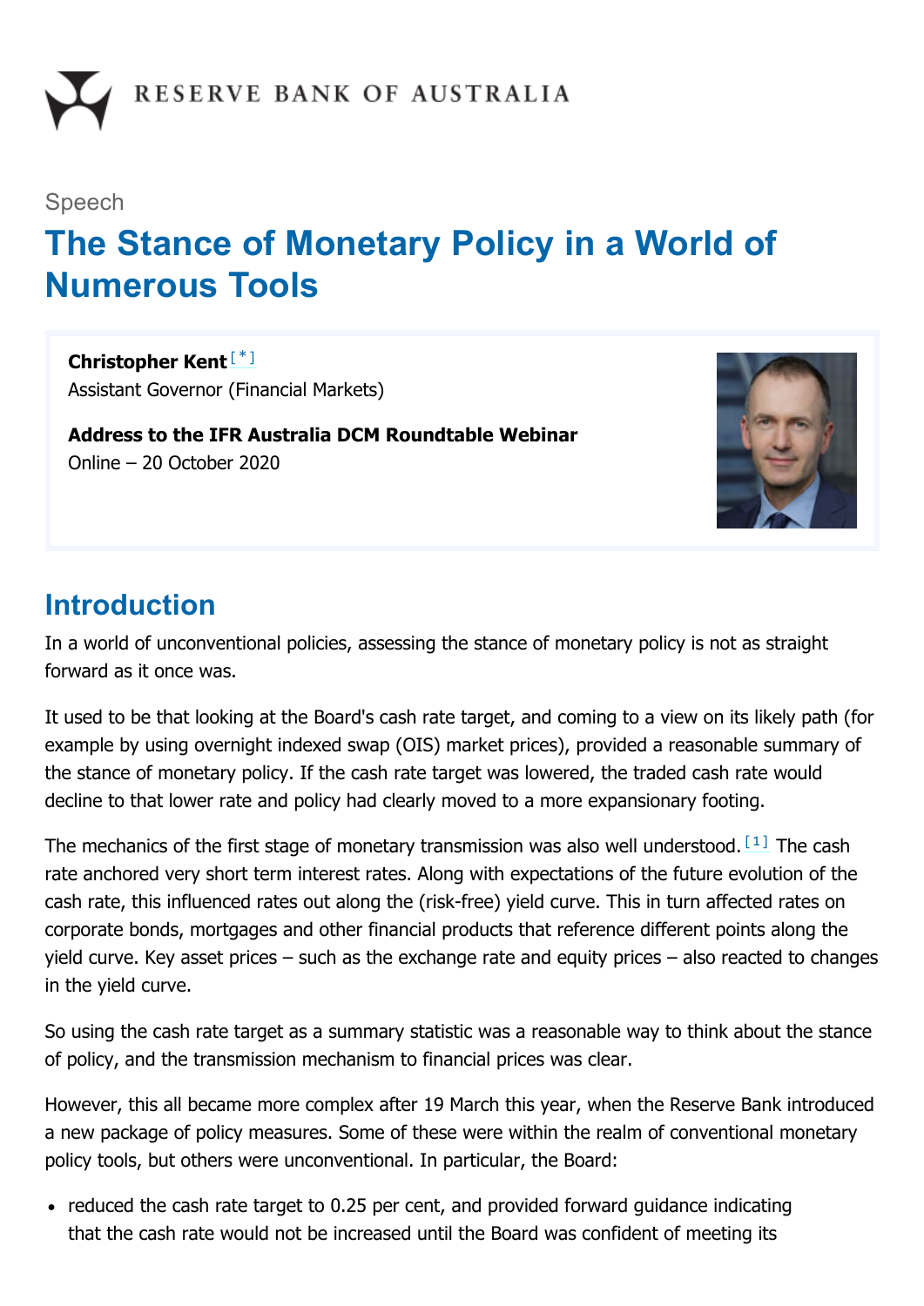RESERVE BANK OF AUSTRALIA

Speech

# The Stance of Monetary Policy in a World of Numerous Tools

**Christopher Kent** [*]
Assistant Governor (Financial Markets)

**Address to the IFR Australia DCM Roundtable Webinar**
Online – 20 October 2020

## Introduction

In a world of unconventional policies, assessing the stance of monetary policy is not as straight forward as it once was.

It used to be that looking at the Board's cash rate target, and coming to a view on its likely path (for example by using overnight indexed swap (OIS) market prices), provided a reasonable summary of the stance of monetary policy. If the cash rate target was lowered, the traded cash rate would decline to that lower rate and policy had clearly moved to a more expansionary footing.

The mechanics of the first stage of monetary transmission was also well understood. [1] The cash rate anchored very short term interest rates. Along with expectations of the future evolution of the cash rate, this influenced rates out along the (risk-free) yield curve. This in turn affected rates on corporate bonds, mortgages and other financial products that reference different points along the yield curve. Key asset prices – such as the exchange rate and equity prices – also reacted to changes in the yield curve.

So using the cash rate target as a summary statistic was a reasonable way to think about the stance of policy, and the transmission mechanism to financial prices was clear.

However, this all became more complex after 19 March this year, when the Reserve Bank introduced a new package of policy measures. Some of these were within the realm of conventional monetary policy tools, but others were unconventional. In particular, the Board:

- reduced the cash rate target to 0.25 per cent, and provided forward guidance indicating that the cash rate would not be increased until the Board was confident of meeting its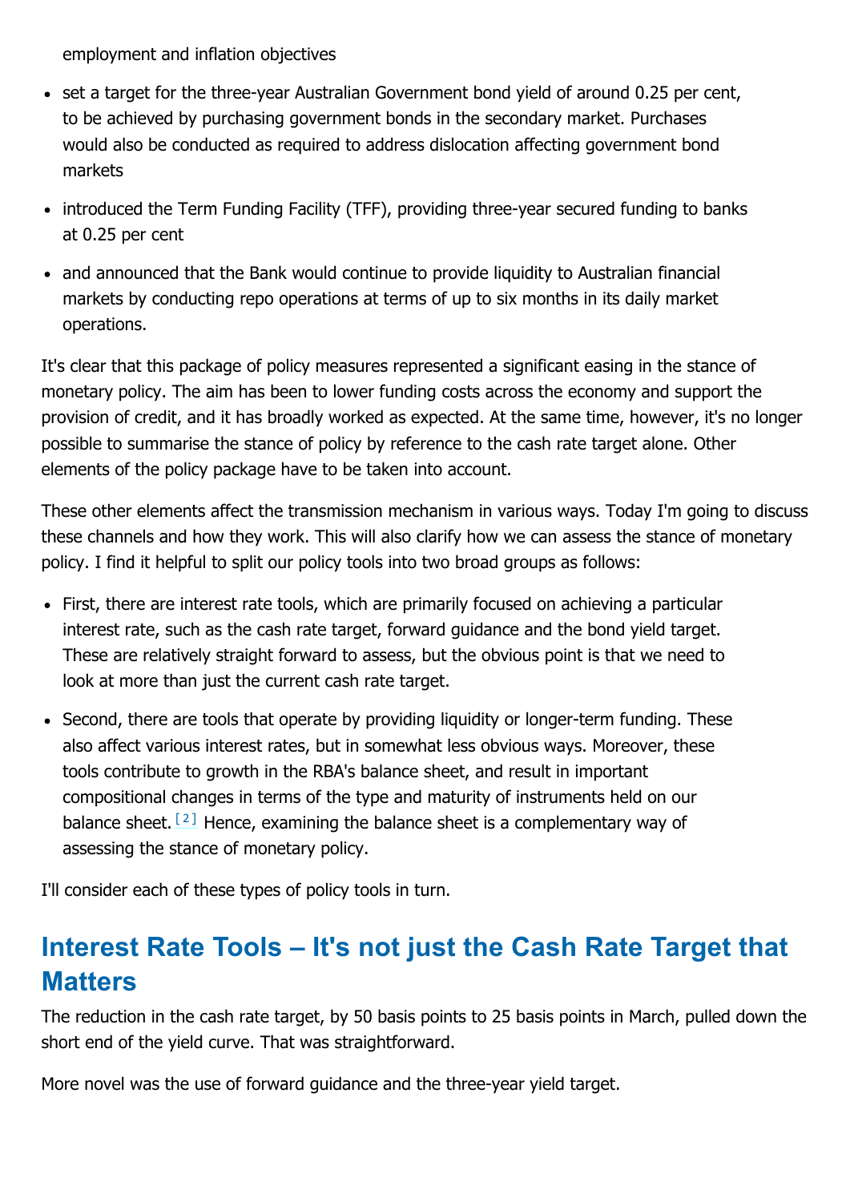employment and inflation objectives

- set a target for the three-year Australian Government bond yield of around 0.25 per cent, to be achieved by purchasing government bonds in the secondary market. Purchases would also be conducted as required to address dislocation affecting government bond markets
- introduced the Term Funding Facility (TFF), providing three-year secured funding to banks at 0.25 per cent
- and announced that the Bank would continue to provide liquidity to Australian financial markets by conducting repo operations at terms of up to six months in its daily market operations.

It's clear that this package of policy measures represented a significant easing in the stance of monetary policy. The aim has been to lower funding costs across the economy and support the provision of credit, and it has broadly worked as expected. At the same time, however, it's no longer possible to summarise the stance of policy by reference to the cash rate target alone. Other elements of the policy package have to be taken into account.

These other elements affect the transmission mechanism in various ways. Today I'm going to discuss these channels and how they work. This will also clarify how we can assess the stance of monetary policy. I find it helpful to split our policy tools into two broad groups as follows:

- First, there are interest rate tools, which are primarily focused on achieving a particular interest rate, such as the cash rate target, forward guidance and the bond yield target. These are relatively straight forward to assess, but the obvious point is that we need to look at more than just the current cash rate target.
- Second, there are tools that operate by providing liquidity or longer-term funding. These also affect various interest rates, but in somewhat less obvious ways. Moreover, these tools contribute to growth in the RBA's balance sheet, and result in important compositional changes in terms of the type and maturity of instruments held on our balance sheet.[2] Hence, examining the balance sheet is a complementary way of assessing the stance of monetary policy.

I'll consider each of these types of policy tools in turn.

## Interest Rate Tools – It's not just the Cash Rate Target that Matters

The reduction in the cash rate target, by 50 basis points to 25 basis points in March, pulled down the short end of the yield curve. That was straightforward.

More novel was the use of forward guidance and the three-year yield target.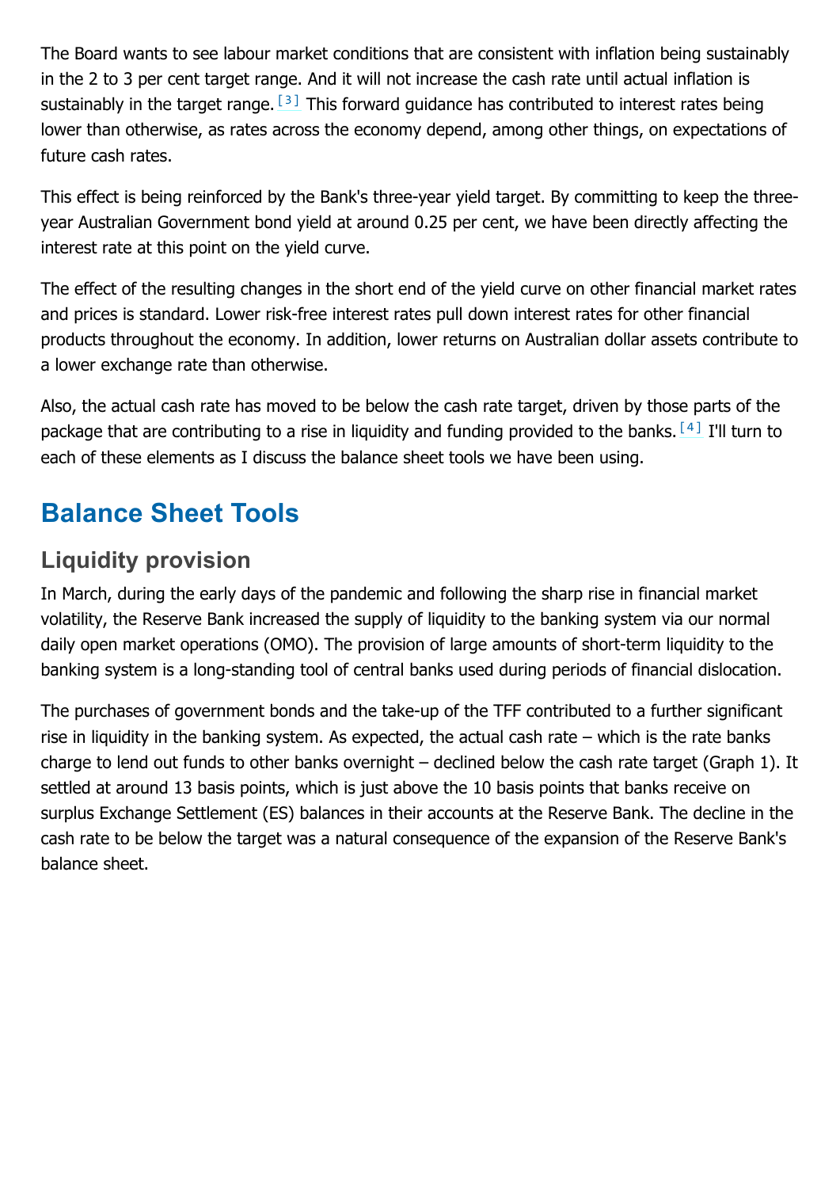The Board wants to see labour market conditions that are consistent with inflation being sustainably in the 2 to 3 per cent target range. And it will not increase the cash rate until actual inflation is sustainably in the target range.[3] This forward guidance has contributed to interest rates being lower than otherwise, as rates across the economy depend, among other things, on expectations of future cash rates.

This effect is being reinforced by the Bank's three-year yield target. By committing to keep the three-year Australian Government bond yield at around 0.25 per cent, we have been directly affecting the interest rate at this point on the yield curve.

The effect of the resulting changes in the short end of the yield curve on other financial market rates and prices is standard. Lower risk-free interest rates pull down interest rates for other financial products throughout the economy. In addition, lower returns on Australian dollar assets contribute to a lower exchange rate than otherwise.

Also, the actual cash rate has moved to be below the cash rate target, driven by those parts of the package that are contributing to a rise in liquidity and funding provided to the banks.[4] I'll turn to each of these elements as I discuss the balance sheet tools we have been using.

## Balance Sheet Tools

### Liquidity provision

In March, during the early days of the pandemic and following the sharp rise in financial market volatility, the Reserve Bank increased the supply of liquidity to the banking system via our normal daily open market operations (OMO). The provision of large amounts of short-term liquidity to the banking system is a long-standing tool of central banks used during periods of financial dislocation.

The purchases of government bonds and the take-up of the TFF contributed to a further significant rise in liquidity in the banking system. As expected, the actual cash rate – which is the rate banks charge to lend out funds to other banks overnight – declined below the cash rate target (Graph 1). It settled at around 13 basis points, which is just above the 10 basis points that banks receive on surplus Exchange Settlement (ES) balances in their accounts at the Reserve Bank. The decline in the cash rate to be below the target was a natural consequence of the expansion of the Reserve Bank's balance sheet.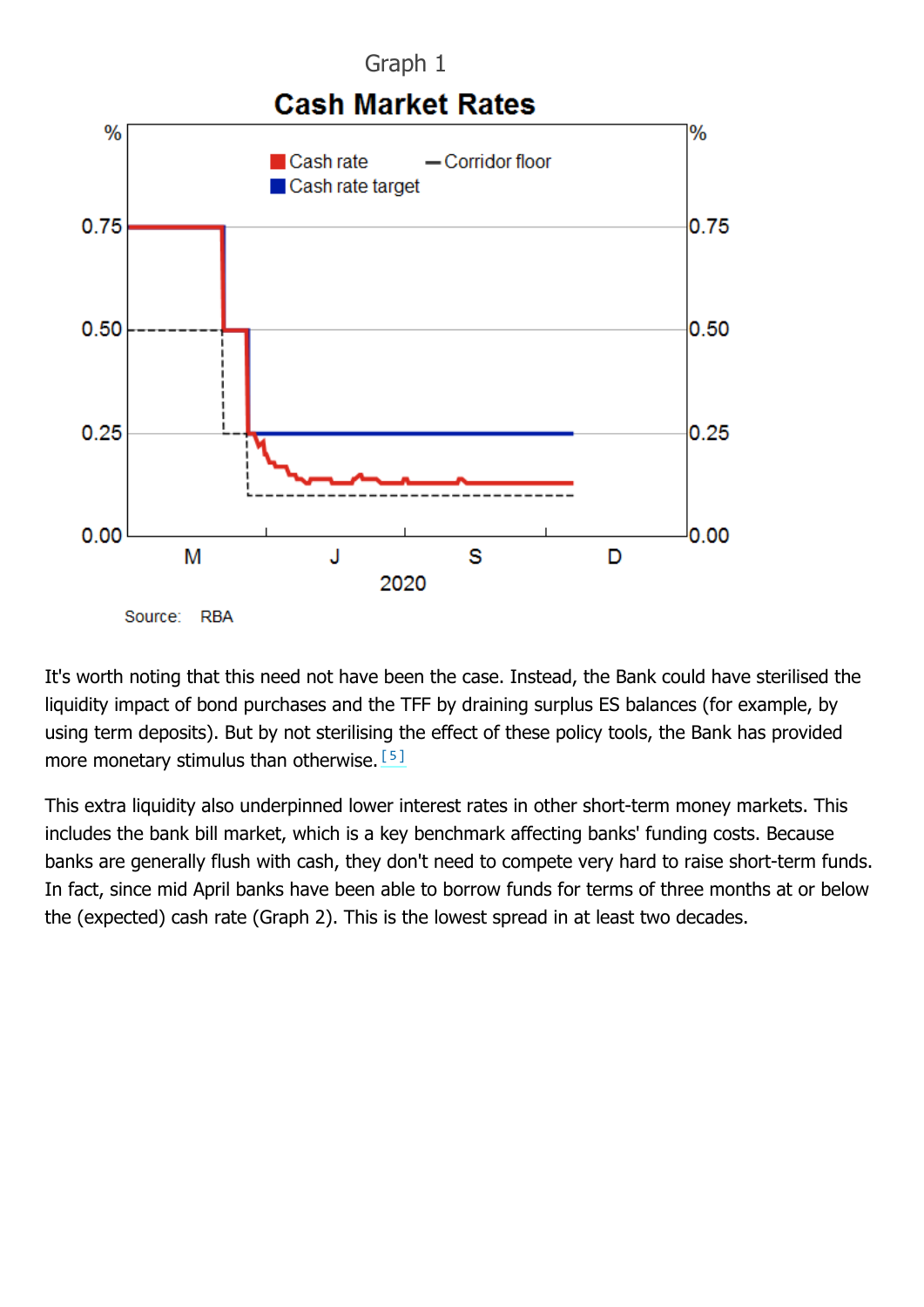Graph 1

**Cash Market Rates**

Source: RBA

It's worth noting that this need not have been the case. Instead, the Bank could have sterilised the liquidity impact of bond purchases and the TFF by draining surplus ES balances (for example, by using term deposits). But by not sterilising the effect of these policy tools, the Bank has provided more monetary stimulus than otherwise.[5]

This extra liquidity also underpinned lower interest rates in other short-term money markets. This includes the bank bill market, which is a key benchmark affecting banks' funding costs. Because banks are generally flush with cash, they don't need to compete very hard to raise short-term funds. In fact, since mid April banks have been able to borrow funds for terms of three months at or below the (expected) cash rate (Graph 2). This is the lowest spread in at least two decades.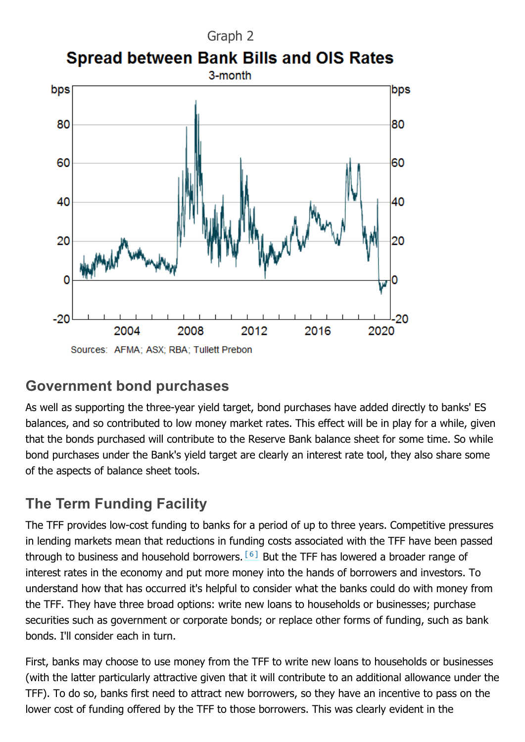Graph 2

**Spread between Bank Bills and OIS Rates**

3-month

Sources: AFMA; ASX; RBA; Tullett Prebon

## Government bond purchases

As well as supporting the three-year yield target, bond purchases have added directly to banks' ES balances, and so contributed to low money market rates. This effect will be in play for a while, given that the bonds purchased will contribute to the Reserve Bank balance sheet for some time. So while bond purchases under the Bank's yield target are clearly an interest rate tool, they also share some of the aspects of balance sheet tools.

## The Term Funding Facility

The TFF provides low-cost funding to banks for a period of up to three years. Competitive pressures in lending markets mean that reductions in funding costs associated with the TFF have been passed through to business and household borrowers.[6] But the TFF has lowered a broader range of interest rates in the economy and put more money into the hands of borrowers and investors. To understand how that has occurred it's helpful to consider what the banks could do with money from the TFF. They have three broad options: write new loans to households or businesses; purchase securities such as government or corporate bonds; or replace other forms of funding, such as bank bonds. I'll consider each in turn.

First, banks may choose to use money from the TFF to write new loans to households or businesses (with the latter particularly attractive given that it will contribute to an additional allowance under the TFF). To do so, banks first need to attract new borrowers, so they have an incentive to pass on the lower cost of funding offered by the TFF to those borrowers. This was clearly evident in the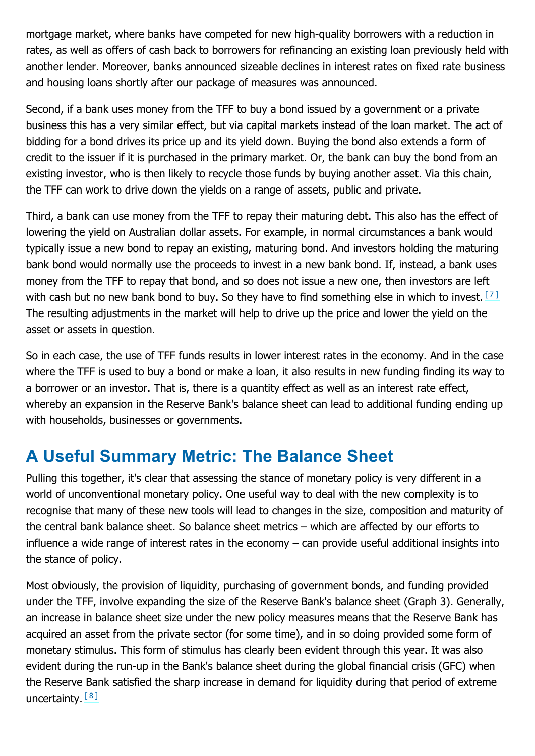mortgage market, where banks have competed for new high-quality borrowers with a reduction in rates, as well as offers of cash back to borrowers for refinancing an existing loan previously held with another lender. Moreover, banks announced sizeable declines in interest rates on fixed rate business and housing loans shortly after our package of measures was announced.

Second, if a bank uses money from the TFF to buy a bond issued by a government or a private business this has a very similar effect, but via capital markets instead of the loan market. The act of bidding for a bond drives its price up and its yield down. Buying the bond also extends a form of credit to the issuer if it is purchased in the primary market. Or, the bank can buy the bond from an existing investor, who is then likely to recycle those funds by buying another asset. Via this chain, the TFF can work to drive down the yields on a range of assets, public and private.

Third, a bank can use money from the TFF to repay their maturing debt. This also has the effect of lowering the yield on Australian dollar assets. For example, in normal circumstances a bank would typically issue a new bond to repay an existing, maturing bond. And investors holding the maturing bank bond would normally use the proceeds to invest in a new bank bond. If, instead, a bank uses money from the TFF to repay that bond, and so does not issue a new one, then investors are left with cash but no new bank bond to buy. So they have to find something else in which to invest.[7] The resulting adjustments in the market will help to drive up the price and lower the yield on the asset or assets in question.

So in each case, the use of TFF funds results in lower interest rates in the economy. And in the case where the TFF is used to buy a bond or make a loan, it also results in new funding finding its way to a borrower or an investor. That is, there is a quantity effect as well as an interest rate effect, whereby an expansion in the Reserve Bank's balance sheet can lead to additional funding ending up with households, businesses or governments.

## A Useful Summary Metric: The Balance Sheet

Pulling this together, it's clear that assessing the stance of monetary policy is very different in a world of unconventional monetary policy. One useful way to deal with the new complexity is to recognise that many of these new tools will lead to changes in the size, composition and maturity of the central bank balance sheet. So balance sheet metrics – which are affected by our efforts to influence a wide range of interest rates in the economy – can provide useful additional insights into the stance of policy.

Most obviously, the provision of liquidity, purchasing of government bonds, and funding provided under the TFF, involve expanding the size of the Reserve Bank's balance sheet (Graph 3). Generally, an increase in balance sheet size under the new policy measures means that the Reserve Bank has acquired an asset from the private sector (for some time), and in so doing provided some form of monetary stimulus. This form of stimulus has clearly been evident through this year. It was also evident during the run-up in the Bank's balance sheet during the global financial crisis (GFC) when the Reserve Bank satisfied the sharp increase in demand for liquidity during that period of extreme uncertainty.[8]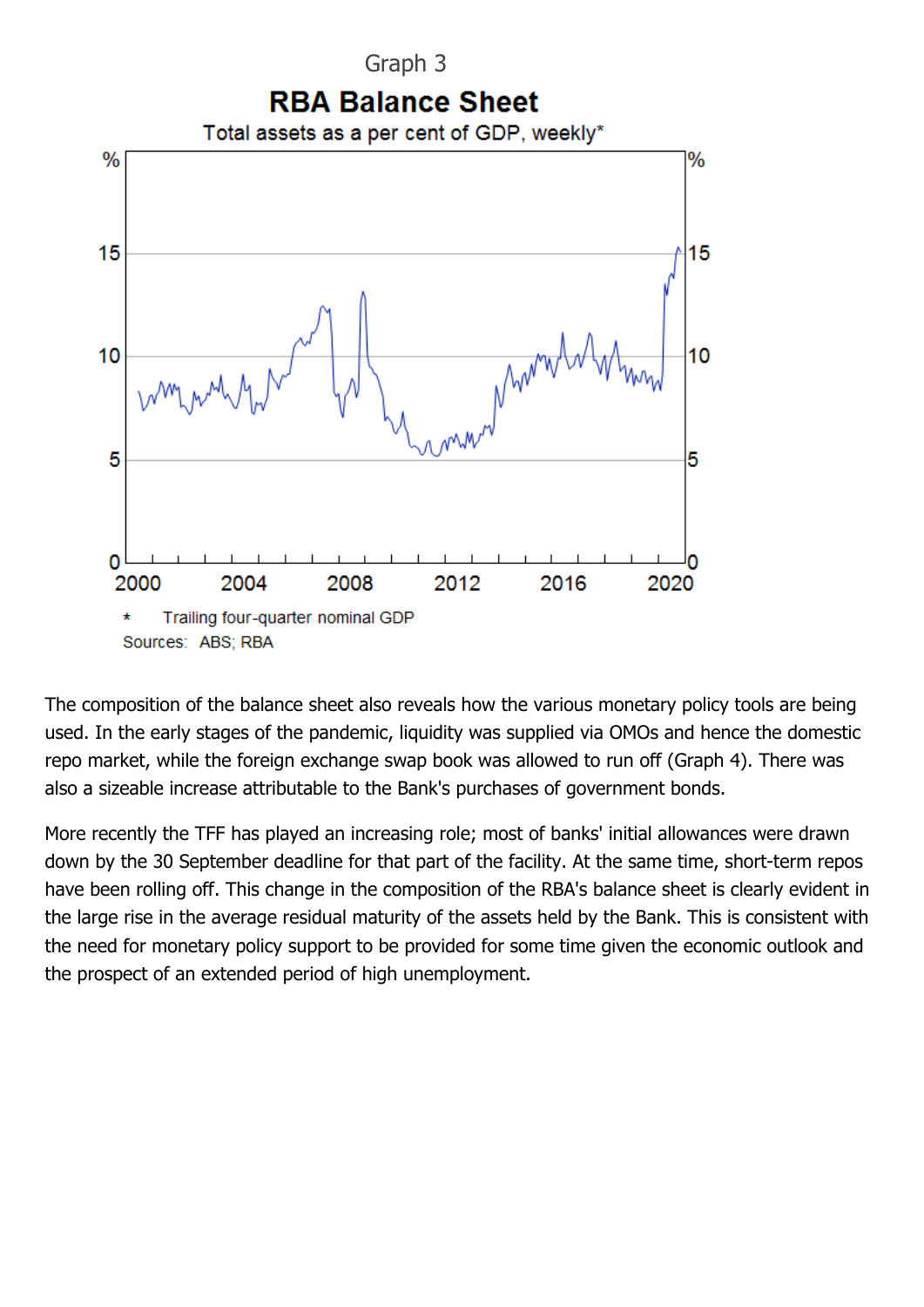Graph 3

**RBA Balance Sheet**

Total assets as a per cent of GDP, weekly*

\* Trailing four-quarter nominal GDP

Sources: ABS; RBA

The composition of the balance sheet also reveals how the various monetary policy tools are being used. In the early stages of the pandemic, liquidity was supplied via OMOs and hence the domestic repo market, while the foreign exchange swap book was allowed to run off (Graph 4). There was also a sizeable increase attributable to the Bank's purchases of government bonds.

More recently the TFF has played an increasing role; most of banks' initial allowances were drawn down by the 30 September deadline for that part of the facility. At the same time, short-term repos have been rolling off. This change in the composition of the RBA's balance sheet is clearly evident in the large rise in the average residual maturity of the assets held by the Bank. This is consistent with the need for monetary policy support to be provided for some time given the economic outlook and the prospect of an extended period of high unemployment.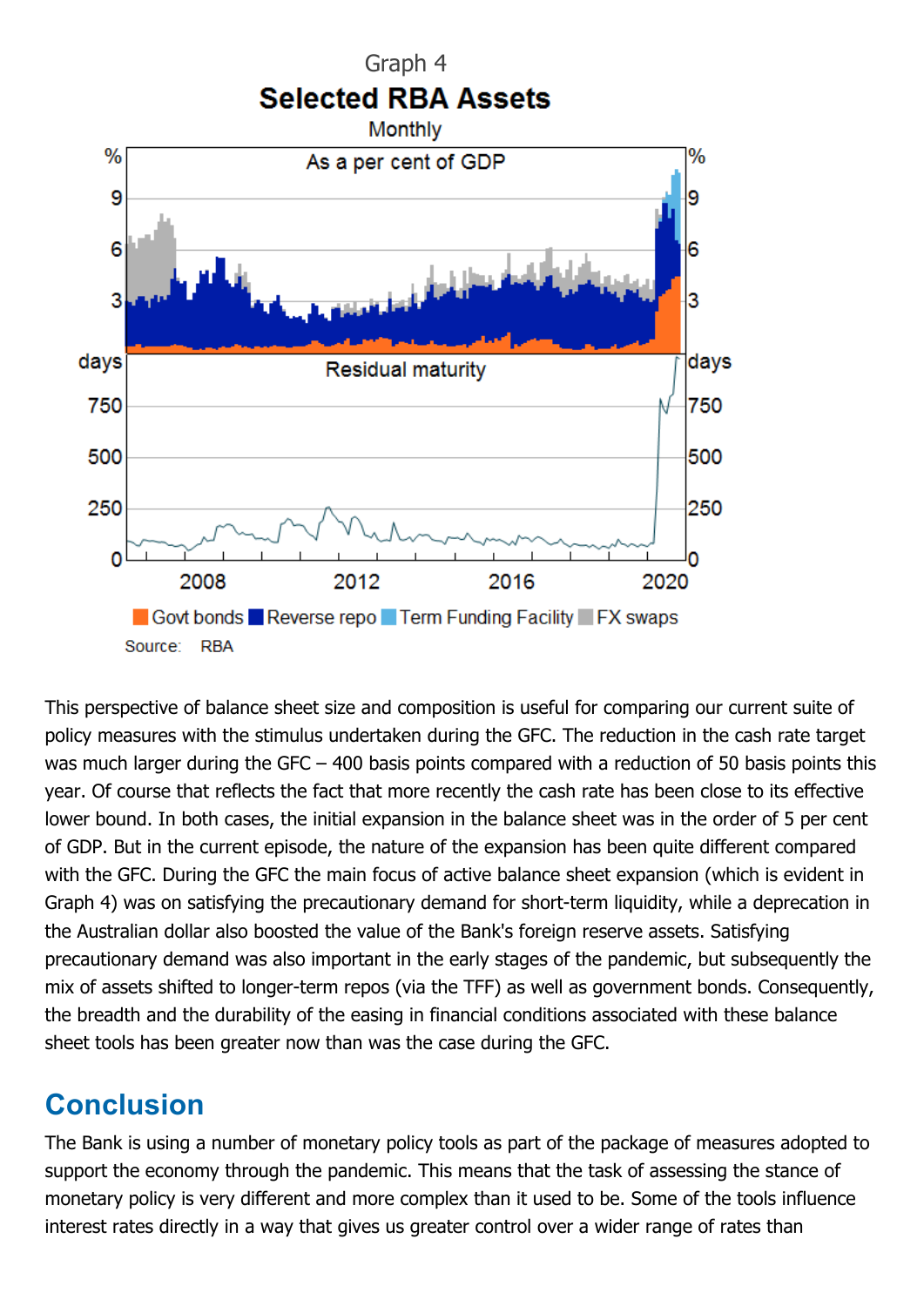Graph 4

**Selected RBA Assets**

Monthly

Source: RBA

This perspective of balance sheet size and composition is useful for comparing our current suite of policy measures with the stimulus undertaken during the GFC. The reduction in the cash rate target was much larger during the GFC – 400 basis points compared with a reduction of 50 basis points this year. Of course that reflects the fact that more recently the cash rate has been close to its effective lower bound. In both cases, the initial expansion in the balance sheet was in the order of 5 per cent of GDP. But in the current episode, the nature of the expansion has been quite different compared with the GFC. During the GFC the main focus of active balance sheet expansion (which is evident in Graph 4) was on satisfying the precautionary demand for short-term liquidity, while a deprecation in the Australian dollar also boosted the value of the Bank's foreign reserve assets. Satisfying precautionary demand was also important in the early stages of the pandemic, but subsequently the mix of assets shifted to longer-term repos (via the TFF) as well as government bonds. Consequently, the breadth and the durability of the easing in financial conditions associated with these balance sheet tools has been greater now than was the case during the GFC.

## Conclusion

The Bank is using a number of monetary policy tools as part of the package of measures adopted to support the economy through the pandemic. This means that the task of assessing the stance of monetary policy is very different and more complex than it used to be. Some of the tools influence interest rates directly in a way that gives us greater control over a wider range of rates than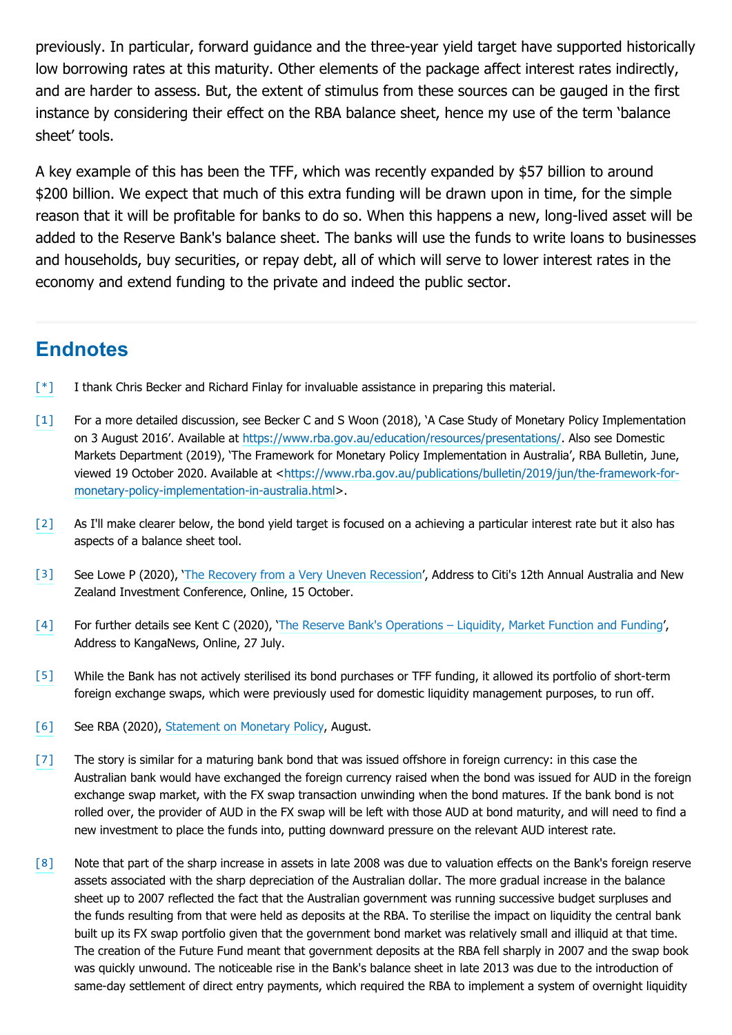previously. In particular, forward guidance and the three-year yield target have supported historically low borrowing rates at this maturity. Other elements of the package affect interest rates indirectly, and are harder to assess. But, the extent of stimulus from these sources can be gauged in the first instance by considering their effect on the RBA balance sheet, hence my use of the term 'balance sheet' tools.

A key example of this has been the TFF, which was recently expanded by $57 billion to around $200 billion. We expect that much of this extra funding will be drawn upon in time, for the simple reason that it will be profitable for banks to do so. When this happens a new, long-lived asset will be added to the Reserve Bank's balance sheet. The banks will use the funds to write loans to businesses and households, buy securities, or repay debt, all of which will serve to lower interest rates in the economy and extend funding to the private and indeed the public sector.

## Endnotes

[*] I thank Chris Becker and Richard Finlay for invaluable assistance in preparing this material.

[1] For a more detailed discussion, see Becker C and S Woon (2018), 'A Case Study of Monetary Policy Implementation on 3 August 2016'. Available at https://www.rba.gov.au/education/resources/presentations/. Also see Domestic Markets Department (2019), 'The Framework for Monetary Policy Implementation in Australia', RBA Bulletin, June, viewed 19 October 2020. Available at <https://www.rba.gov.au/publications/bulletin/2019/jun/the-framework-for-monetary-policy-implementation-in-australia.html>.

[2] As I'll make clearer below, the bond yield target is focused on a achieving a particular interest rate but it also has aspects of a balance sheet tool.

[3] See Lowe P (2020), 'The Recovery from a Very Uneven Recession', Address to Citi's 12th Annual Australia and New Zealand Investment Conference, Online, 15 October.

[4] For further details see Kent C (2020), 'The Reserve Bank's Operations – Liquidity, Market Function and Funding', Address to KangaNews, Online, 27 July.

[5] While the Bank has not actively sterilised its bond purchases or TFF funding, it allowed its portfolio of short-term foreign exchange swaps, which were previously used for domestic liquidity management purposes, to run off.

[6] See RBA (2020), Statement on Monetary Policy, August.

[7] The story is similar for a maturing bank bond that was issued offshore in foreign currency: in this case the Australian bank would have exchanged the foreign currency raised when the bond was issued for AUD in the foreign exchange swap market, with the FX swap transaction unwinding when the bond matures. If the bank bond is not rolled over, the provider of AUD in the FX swap will be left with those AUD at bond maturity, and will need to find a new investment to place the funds into, putting downward pressure on the relevant AUD interest rate.

[8] Note that part of the sharp increase in assets in late 2008 was due to valuation effects on the Bank's foreign reserve assets associated with the sharp depreciation of the Australian dollar. The more gradual increase in the balance sheet up to 2007 reflected the fact that the Australian government was running successive budget surpluses and the funds resulting from that were held as deposits at the RBA. To sterilise the impact on liquidity the central bank built up its FX swap portfolio given that the government bond market was relatively small and illiquid at that time. The creation of the Future Fund meant that government deposits at the RBA fell sharply in 2007 and the swap book was quickly unwound. The noticeable rise in the Bank's balance sheet in late 2013 was due to the introduction of same-day settlement of direct entry payments, which required the RBA to implement a system of overnight liquidity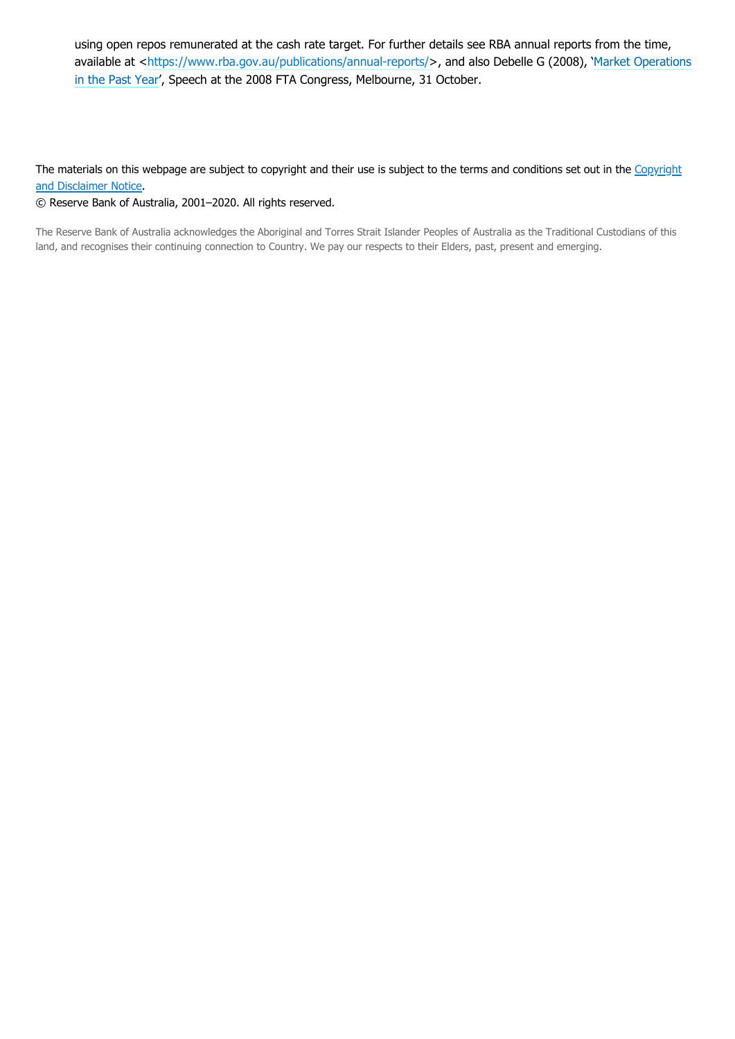using open repos remunerated at the cash rate target. For further details see RBA annual reports from the time, available at <https://www.rba.gov.au/publications/annual-reports/>, and also Debelle G (2008), 'Market Operations in the Past Year', Speech at the 2008 FTA Congress, Melbourne, 31 October.

The materials on this webpage are subject to copyright and their use is subject to the terms and conditions set out in the Copyright and Disclaimer Notice.

© Reserve Bank of Australia, 2001–2020. All rights reserved.

The Reserve Bank of Australia acknowledges the Aboriginal and Torres Strait Islander Peoples of Australia as the Traditional Custodians of this land, and recognises their continuing connection to Country. We pay our respects to their Elders, past, present and emerging.